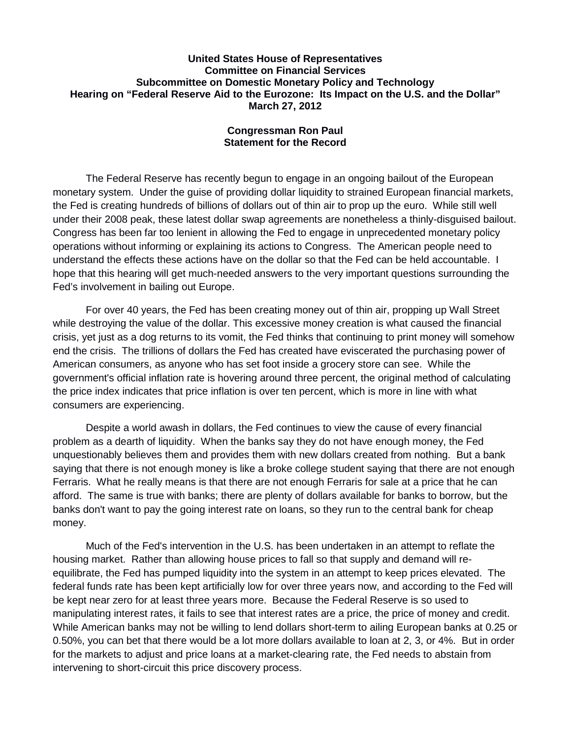**United States House of Representatives**
**Committee on Financial Services**
**Subcommittee on Domestic Monetary Policy and Technology**
**Hearing on "Federal Reserve Aid to the Eurozone: Its Impact on the U.S. and the Dollar"**
**March 27, 2012**

**Congressman Ron Paul**
**Statement for the Record**

The Federal Reserve has recently begun to engage in an ongoing bailout of the European monetary system. Under the guise of providing dollar liquidity to strained European financial markets, the Fed is creating hundreds of billions of dollars out of thin air to prop up the euro. While still well under their 2008 peak, these latest dollar swap agreements are nonetheless a thinly-disguised bailout. Congress has been far too lenient in allowing the Fed to engage in unprecedented monetary policy operations without informing or explaining its actions to Congress. The American people need to understand the effects these actions have on the dollar so that the Fed can be held accountable. I hope that this hearing will get much-needed answers to the very important questions surrounding the Fed's involvement in bailing out Europe.

For over 40 years, the Fed has been creating money out of thin air, propping up Wall Street while destroying the value of the dollar. This excessive money creation is what caused the financial crisis, yet just as a dog returns to its vomit, the Fed thinks that continuing to print money will somehow end the crisis. The trillions of dollars the Fed has created have eviscerated the purchasing power of American consumers, as anyone who has set foot inside a grocery store can see. While the government's official inflation rate is hovering around three percent, the original method of calculating the price index indicates that price inflation is over ten percent, which is more in line with what consumers are experiencing.

Despite a world awash in dollars, the Fed continues to view the cause of every financial problem as a dearth of liquidity. When the banks say they do not have enough money, the Fed unquestionably believes them and provides them with new dollars created from nothing. But a bank saying that there is not enough money is like a broke college student saying that there are not enough Ferraris. What he really means is that there are not enough Ferraris for sale at a price that he can afford. The same is true with banks; there are plenty of dollars available for banks to borrow, but the banks don't want to pay the going interest rate on loans, so they run to the central bank for cheap money.

Much of the Fed's intervention in the U.S. has been undertaken in an attempt to reflate the housing market. Rather than allowing house prices to fall so that supply and demand will re-equilibrate, the Fed has pumped liquidity into the system in an attempt to keep prices elevated. The federal funds rate has been kept artificially low for over three years now, and according to the Fed will be kept near zero for at least three years more. Because the Federal Reserve is so used to manipulating interest rates, it fails to see that interest rates are a price, the price of money and credit. While American banks may not be willing to lend dollars short-term to ailing European banks at 0.25 or 0.50%, you can bet that there would be a lot more dollars available to loan at 2, 3, or 4%. But in order for the markets to adjust and price loans at a market-clearing rate, the Fed needs to abstain from intervening to short-circuit this price discovery process.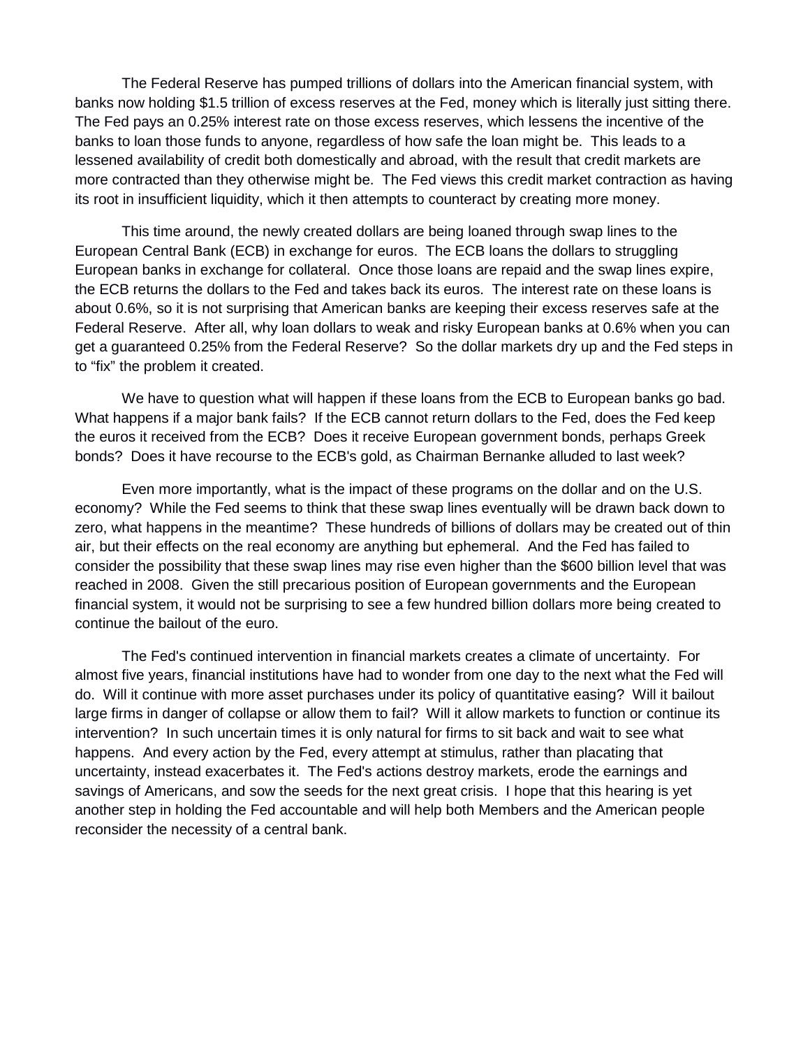The Federal Reserve has pumped trillions of dollars into the American financial system, with banks now holding $1.5 trillion of excess reserves at the Fed, money which is literally just sitting there. The Fed pays an 0.25% interest rate on those excess reserves, which lessens the incentive of the banks to loan those funds to anyone, regardless of how safe the loan might be. This leads to a lessened availability of credit both domestically and abroad, with the result that credit markets are more contracted than they otherwise might be. The Fed views this credit market contraction as having its root in insufficient liquidity, which it then attempts to counteract by creating more money.

This time around, the newly created dollars are being loaned through swap lines to the European Central Bank (ECB) in exchange for euros. The ECB loans the dollars to struggling European banks in exchange for collateral. Once those loans are repaid and the swap lines expire, the ECB returns the dollars to the Fed and takes back its euros. The interest rate on these loans is about 0.6%, so it is not surprising that American banks are keeping their excess reserves safe at the Federal Reserve. After all, why loan dollars to weak and risky European banks at 0.6% when you can get a guaranteed 0.25% from the Federal Reserve? So the dollar markets dry up and the Fed steps in to "fix" the problem it created.

We have to question what will happen if these loans from the ECB to European banks go bad. What happens if a major bank fails? If the ECB cannot return dollars to the Fed, does the Fed keep the euros it received from the ECB? Does it receive European government bonds, perhaps Greek bonds? Does it have recourse to the ECB's gold, as Chairman Bernanke alluded to last week?

Even more importantly, what is the impact of these programs on the dollar and on the U.S. economy? While the Fed seems to think that these swap lines eventually will be drawn back down to zero, what happens in the meantime? These hundreds of billions of dollars may be created out of thin air, but their effects on the real economy are anything but ephemeral. And the Fed has failed to consider the possibility that these swap lines may rise even higher than the $600 billion level that was reached in 2008. Given the still precarious position of European governments and the European financial system, it would not be surprising to see a few hundred billion dollars more being created to continue the bailout of the euro.

The Fed's continued intervention in financial markets creates a climate of uncertainty. For almost five years, financial institutions have had to wonder from one day to the next what the Fed will do. Will it continue with more asset purchases under its policy of quantitative easing? Will it bailout large firms in danger of collapse or allow them to fail? Will it allow markets to function or continue its intervention? In such uncertain times it is only natural for firms to sit back and wait to see what happens. And every action by the Fed, every attempt at stimulus, rather than placating that uncertainty, instead exacerbates it. The Fed's actions destroy markets, erode the earnings and savings of Americans, and sow the seeds for the next great crisis. I hope that this hearing is yet another step in holding the Fed accountable and will help both Members and the American people reconsider the necessity of a central bank.